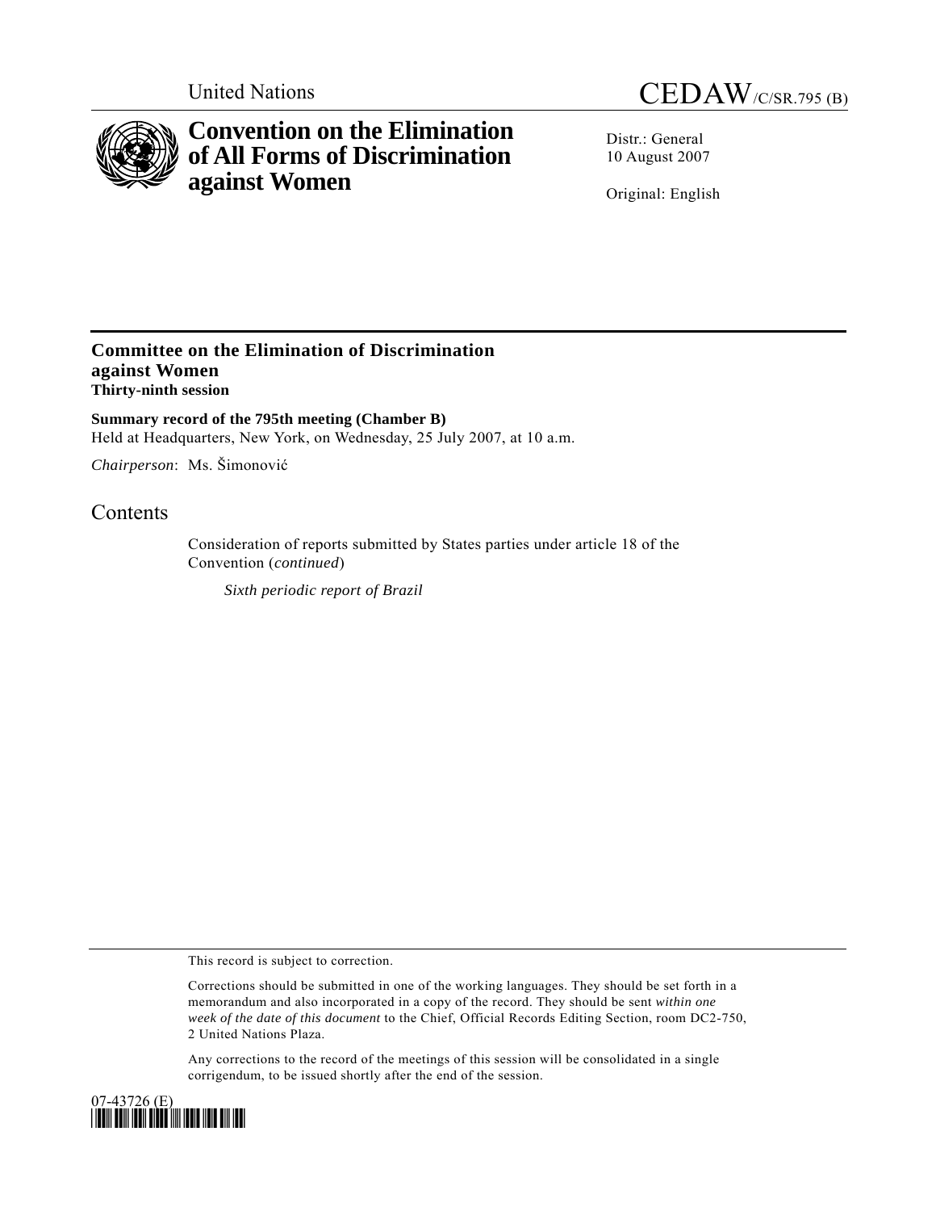United Nations

CEDAW/C/SR.795 (B)

# Convention on the Elimination of All Forms of Discrimination against Women

Distr.: General
10 August 2007

Original: English

## Committee on the Elimination of Discrimination against Women
**Thirty-ninth session**

**Summary record of the 795th meeting (Chamber B)**
Held at Headquarters, New York, on Wednesday, 25 July 2007, at 10 a.m.

*Chairperson*: Ms. Šimonović

## Contents

Consideration of reports submitted by States parties under article 18 of the Convention (*continued*)

*Sixth periodic report of Brazil*

This record is subject to correction.

Corrections should be submitted in one of the working languages. They should be set forth in a memorandum and also incorporated in a copy of the record. They should be sent *within one week of the date of this document* to the Chief, Official Records Editing Section, room DC2-750, 2 United Nations Plaza.

Any corrections to the record of the meetings of this session will be consolidated in a single corrigendum, to be issued shortly after the end of the session.

07-43726 (E)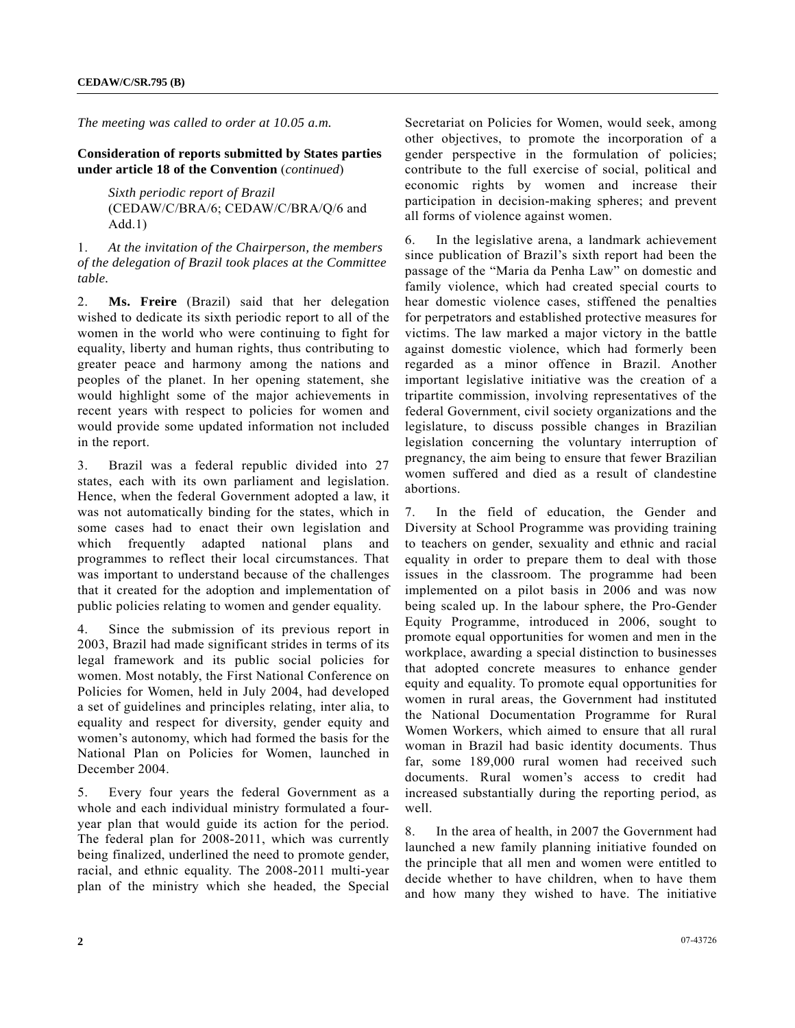*The meeting was called to order at 10.05 a.m.*

**Consideration of reports submitted by States parties under article 18 of the Convention** (*continued*)

*Sixth periodic report of Brazil* (CEDAW/C/BRA/6; CEDAW/C/BRA/Q/6 and Add.1)

1. *At the invitation of the Chairperson, the members of the delegation of Brazil took places at the Committee table.*

2. **Ms. Freire** (Brazil) said that her delegation wished to dedicate its sixth periodic report to all of the women in the world who were continuing to fight for equality, liberty and human rights, thus contributing to greater peace and harmony among the nations and peoples of the planet. In her opening statement, she would highlight some of the major achievements in recent years with respect to policies for women and would provide some updated information not included in the report.

3. Brazil was a federal republic divided into 27 states, each with its own parliament and legislation. Hence, when the federal Government adopted a law, it was not automatically binding for the states, which in some cases had to enact their own legislation and which frequently adapted national plans and programmes to reflect their local circumstances. That was important to understand because of the challenges that it created for the adoption and implementation of public policies relating to women and gender equality.

4. Since the submission of its previous report in 2003, Brazil had made significant strides in terms of its legal framework and its public social policies for women. Most notably, the First National Conference on Policies for Women, held in July 2004, had developed a set of guidelines and principles relating, inter alia, to equality and respect for diversity, gender equity and women's autonomy, which had formed the basis for the National Plan on Policies for Women, launched in December 2004.

5. Every four years the federal Government as a whole and each individual ministry formulated a four-year plan that would guide its action for the period. The federal plan for 2008-2011, which was currently being finalized, underlined the need to promote gender, racial, and ethnic equality. The 2008-2011 multi-year plan of the ministry which she headed, the Special Secretariat on Policies for Women, would seek, among other objectives, to promote the incorporation of a gender perspective in the formulation of policies; contribute to the full exercise of social, political and economic rights by women and increase their participation in decision-making spheres; and prevent all forms of violence against women.

6. In the legislative arena, a landmark achievement since publication of Brazil's sixth report had been the passage of the "Maria da Penha Law" on domestic and family violence, which had created special courts to hear domestic violence cases, stiffened the penalties for perpetrators and established protective measures for victims. The law marked a major victory in the battle against domestic violence, which had formerly been regarded as a minor offence in Brazil. Another important legislative initiative was the creation of a tripartite commission, involving representatives of the federal Government, civil society organizations and the legislature, to discuss possible changes in Brazilian legislation concerning the voluntary interruption of pregnancy, the aim being to ensure that fewer Brazilian women suffered and died as a result of clandestine abortions.

7. In the field of education, the Gender and Diversity at School Programme was providing training to teachers on gender, sexuality and ethnic and racial equality in order to prepare them to deal with those issues in the classroom. The programme had been implemented on a pilot basis in 2006 and was now being scaled up. In the labour sphere, the Pro-Gender Equity Programme, introduced in 2006, sought to promote equal opportunities for women and men in the workplace, awarding a special distinction to businesses that adopted concrete measures to enhance gender equity and equality. To promote equal opportunities for women in rural areas, the Government had instituted the National Documentation Programme for Rural Women Workers, which aimed to ensure that all rural woman in Brazil had basic identity documents. Thus far, some 189,000 rural women had received such documents. Rural women's access to credit had increased substantially during the reporting period, as well.

8. In the area of health, in 2007 the Government had launched a new family planning initiative founded on the principle that all men and women were entitled to decide whether to have children, when to have them and how many they wished to have. The initiative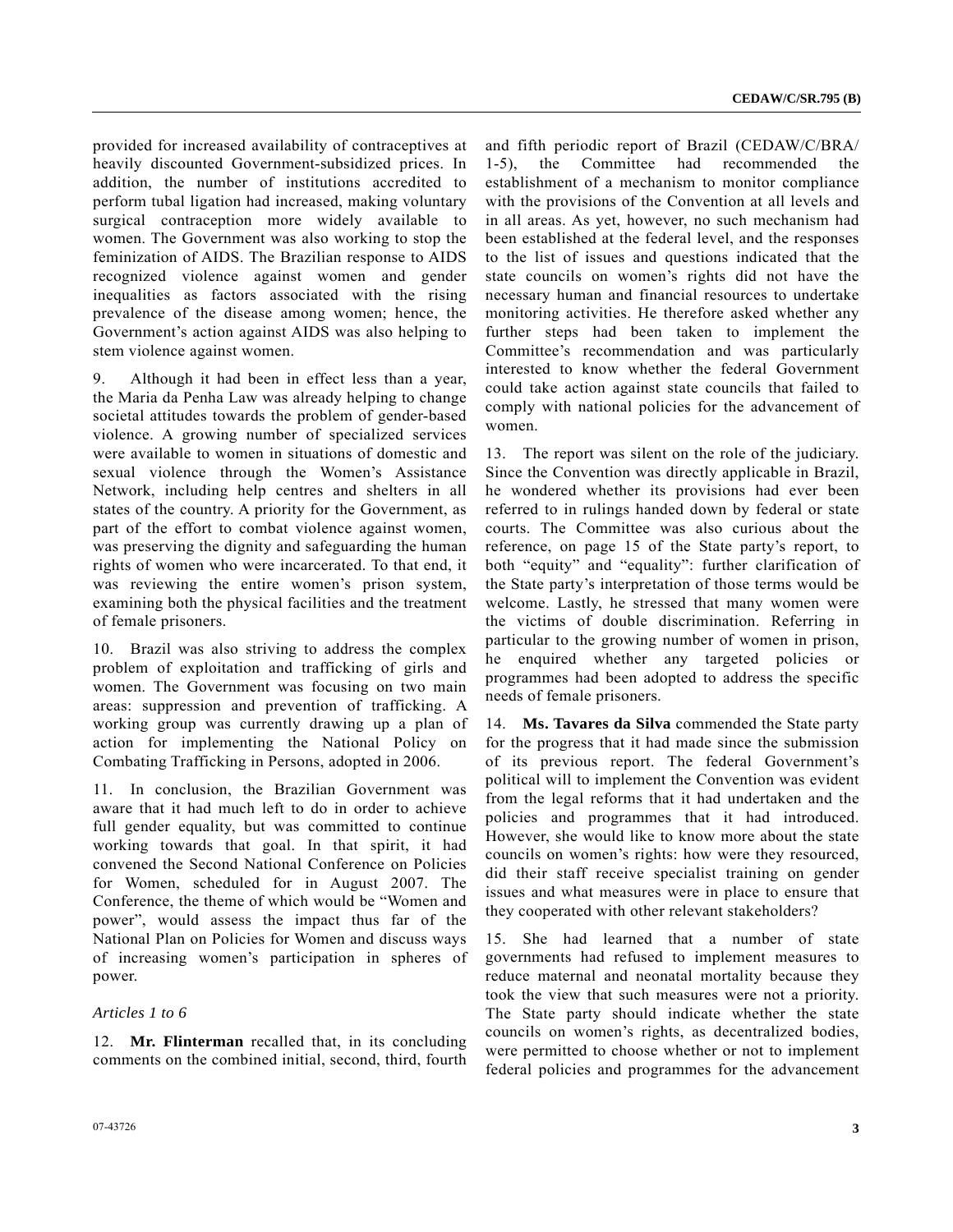provided for increased availability of contraceptives at heavily discounted Government-subsidized prices. In addition, the number of institutions accredited to perform tubal ligation had increased, making voluntary surgical contraception more widely available to women. The Government was also working to stop the feminization of AIDS. The Brazilian response to AIDS recognized violence against women and gender inequalities as factors associated with the rising prevalence of the disease among women; hence, the Government's action against AIDS was also helping to stem violence against women.

9. Although it had been in effect less than a year, the Maria da Penha Law was already helping to change societal attitudes towards the problem of gender-based violence. A growing number of specialized services were available to women in situations of domestic and sexual violence through the Women's Assistance Network, including help centres and shelters in all states of the country. A priority for the Government, as part of the effort to combat violence against women, was preserving the dignity and safeguarding the human rights of women who were incarcerated. To that end, it was reviewing the entire women's prison system, examining both the physical facilities and the treatment of female prisoners.

10. Brazil was also striving to address the complex problem of exploitation and trafficking of girls and women. The Government was focusing on two main areas: suppression and prevention of trafficking. A working group was currently drawing up a plan of action for implementing the National Policy on Combating Trafficking in Persons, adopted in 2006.

11. In conclusion, the Brazilian Government was aware that it had much left to do in order to achieve full gender equality, but was committed to continue working towards that goal. In that spirit, it had convened the Second National Conference on Policies for Women, scheduled for in August 2007. The Conference, the theme of which would be "Women and power", would assess the impact thus far of the National Plan on Policies for Women and discuss ways of increasing women's participation in spheres of power.

*Articles 1 to 6*

12. **Mr. Flinterman** recalled that, in its concluding comments on the combined initial, second, third, fourth and fifth periodic report of Brazil (CEDAW/C/BRA/1-5), the Committee had recommended the establishment of a mechanism to monitor compliance with the provisions of the Convention at all levels and in all areas. As yet, however, no such mechanism had been established at the federal level, and the responses to the list of issues and questions indicated that the state councils on women's rights did not have the necessary human and financial resources to undertake monitoring activities. He therefore asked whether any further steps had been taken to implement the Committee's recommendation and was particularly interested to know whether the federal Government could take action against state councils that failed to comply with national policies for the advancement of women.

13. The report was silent on the role of the judiciary. Since the Convention was directly applicable in Brazil, he wondered whether its provisions had ever been referred to in rulings handed down by federal or state courts. The Committee was also curious about the reference, on page 15 of the State party's report, to both "equity" and "equality": further clarification of the State party's interpretation of those terms would be welcome. Lastly, he stressed that many women were the victims of double discrimination. Referring in particular to the growing number of women in prison, he enquired whether any targeted policies or programmes had been adopted to address the specific needs of female prisoners.

14. **Ms. Tavares da Silva** commended the State party for the progress that it had made since the submission of its previous report. The federal Government's political will to implement the Convention was evident from the legal reforms that it had undertaken and the policies and programmes that it had introduced. However, she would like to know more about the state councils on women's rights: how were they resourced, did their staff receive specialist training on gender issues and what measures were in place to ensure that they cooperated with other relevant stakeholders?

15. She had learned that a number of state governments had refused to implement measures to reduce maternal and neonatal mortality because they took the view that such measures were not a priority. The State party should indicate whether the state councils on women's rights, as decentralized bodies, were permitted to choose whether or not to implement federal policies and programmes for the advancement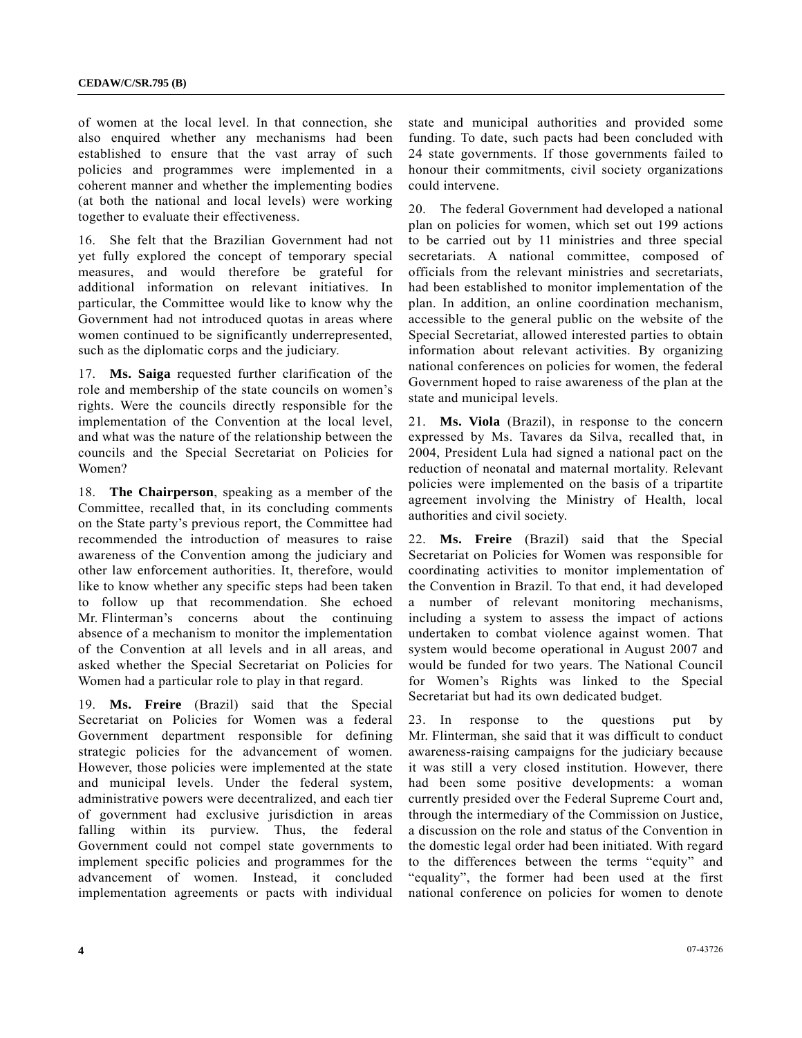of women at the local level. In that connection, she also enquired whether any mechanisms had been established to ensure that the vast array of such policies and programmes were implemented in a coherent manner and whether the implementing bodies (at both the national and local levels) were working together to evaluate their effectiveness.

16. She felt that the Brazilian Government had not yet fully explored the concept of temporary special measures, and would therefore be grateful for additional information on relevant initiatives. In particular, the Committee would like to know why the Government had not introduced quotas in areas where women continued to be significantly underrepresented, such as the diplomatic corps and the judiciary.

17. **Ms. Saiga** requested further clarification of the role and membership of the state councils on women's rights. Were the councils directly responsible for the implementation of the Convention at the local level, and what was the nature of the relationship between the councils and the Special Secretariat on Policies for Women?

18. **The Chairperson**, speaking as a member of the Committee, recalled that, in its concluding comments on the State party's previous report, the Committee had recommended the introduction of measures to raise awareness of the Convention among the judiciary and other law enforcement authorities. It, therefore, would like to know whether any specific steps had been taken to follow up that recommendation. She echoed Mr. Flinterman's concerns about the continuing absence of a mechanism to monitor the implementation of the Convention at all levels and in all areas, and asked whether the Special Secretariat on Policies for Women had a particular role to play in that regard.

19. **Ms. Freire** (Brazil) said that the Special Secretariat on Policies for Women was a federal Government department responsible for defining strategic policies for the advancement of women. However, those policies were implemented at the state and municipal levels. Under the federal system, administrative powers were decentralized, and each tier of government had exclusive jurisdiction in areas falling within its purview. Thus, the federal Government could not compel state governments to implement specific policies and programmes for the advancement of women. Instead, it concluded implementation agreements or pacts with individual state and municipal authorities and provided some funding. To date, such pacts had been concluded with 24 state governments. If those governments failed to honour their commitments, civil society organizations could intervene.

20. The federal Government had developed a national plan on policies for women, which set out 199 actions to be carried out by 11 ministries and three special secretariats. A national committee, composed of officials from the relevant ministries and secretariats, had been established to monitor implementation of the plan. In addition, an online coordination mechanism, accessible to the general public on the website of the Special Secretariat, allowed interested parties to obtain information about relevant activities. By organizing national conferences on policies for women, the federal Government hoped to raise awareness of the plan at the state and municipal levels.

21. **Ms. Viola** (Brazil), in response to the concern expressed by Ms. Tavares da Silva, recalled that, in 2004, President Lula had signed a national pact on the reduction of neonatal and maternal mortality. Relevant policies were implemented on the basis of a tripartite agreement involving the Ministry of Health, local authorities and civil society.

22. **Ms. Freire** (Brazil) said that the Special Secretariat on Policies for Women was responsible for coordinating activities to monitor implementation of the Convention in Brazil. To that end, it had developed a number of relevant monitoring mechanisms, including a system to assess the impact of actions undertaken to combat violence against women. That system would become operational in August 2007 and would be funded for two years. The National Council for Women's Rights was linked to the Special Secretariat but had its own dedicated budget.

23. In response to the questions put by Mr. Flinterman, she said that it was difficult to conduct awareness-raising campaigns for the judiciary because it was still a very closed institution. However, there had been some positive developments: a woman currently presided over the Federal Supreme Court and, through the intermediary of the Commission on Justice, a discussion on the role and status of the Convention in the domestic legal order had been initiated. With regard to the differences between the terms "equity" and "equality", the former had been used at the first national conference on policies for women to denote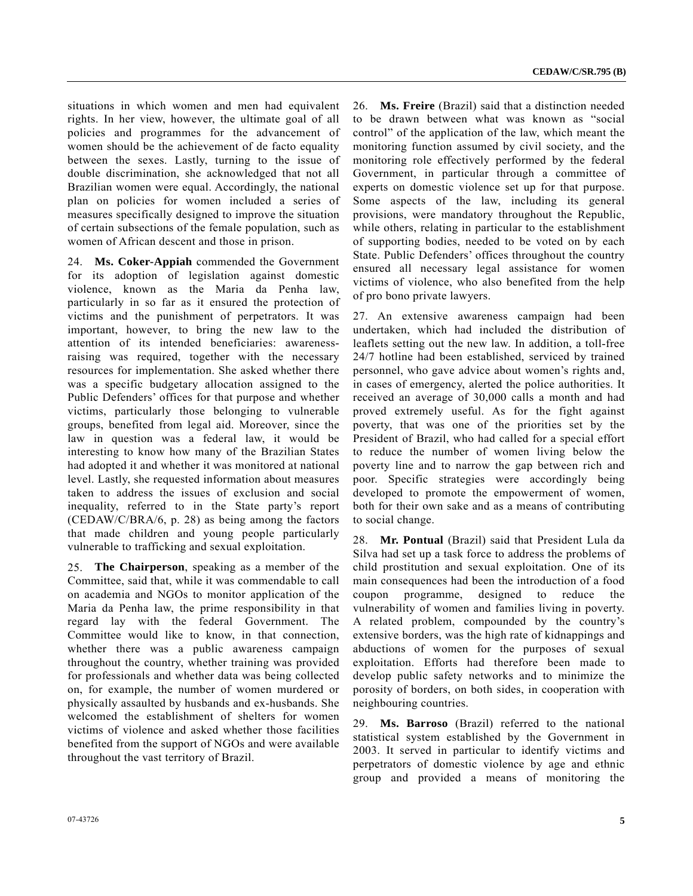situations in which women and men had equivalent rights. In her view, however, the ultimate goal of all policies and programmes for the advancement of women should be the achievement of de facto equality between the sexes. Lastly, turning to the issue of double discrimination, she acknowledged that not all Brazilian women were equal. Accordingly, the national plan on policies for women included a series of measures specifically designed to improve the situation of certain subsections of the female population, such as women of African descent and those in prison.

24. **Ms. Coker-Appiah** commended the Government for its adoption of legislation against domestic violence, known as the Maria da Penha law, particularly in so far as it ensured the protection of victims and the punishment of perpetrators. It was important, however, to bring the new law to the attention of its intended beneficiaries: awareness-raising was required, together with the necessary resources for implementation. She asked whether there was a specific budgetary allocation assigned to the Public Defenders' offices for that purpose and whether victims, particularly those belonging to vulnerable groups, benefited from legal aid. Moreover, since the law in question was a federal law, it would be interesting to know how many of the Brazilian States had adopted it and whether it was monitored at national level. Lastly, she requested information about measures taken to address the issues of exclusion and social inequality, referred to in the State party's report (CEDAW/C/BRA/6, p. 28) as being among the factors that made children and young people particularly vulnerable to trafficking and sexual exploitation.

25. **The Chairperson**, speaking as a member of the Committee, said that, while it was commendable to call on academia and NGOs to monitor application of the Maria da Penha law, the prime responsibility in that regard lay with the federal Government. The Committee would like to know, in that connection, whether there was a public awareness campaign throughout the country, whether training was provided for professionals and whether data was being collected on, for example, the number of women murdered or physically assaulted by husbands and ex-husbands. She welcomed the establishment of shelters for women victims of violence and asked whether those facilities benefited from the support of NGOs and were available throughout the vast territory of Brazil.

26. **Ms. Freire** (Brazil) said that a distinction needed to be drawn between what was known as "social control" of the application of the law, which meant the monitoring function assumed by civil society, and the monitoring role effectively performed by the federal Government, in particular through a committee of experts on domestic violence set up for that purpose. Some aspects of the law, including its general provisions, were mandatory throughout the Republic, while others, relating in particular to the establishment of supporting bodies, needed to be voted on by each State. Public Defenders' offices throughout the country ensured all necessary legal assistance for women victims of violence, who also benefited from the help of pro bono private lawyers.

27. An extensive awareness campaign had been undertaken, which had included the distribution of leaflets setting out the new law. In addition, a toll-free 24/7 hotline had been established, serviced by trained personnel, who gave advice about women's rights and, in cases of emergency, alerted the police authorities. It received an average of 30,000 calls a month and had proved extremely useful. As for the fight against poverty, that was one of the priorities set by the President of Brazil, who had called for a special effort to reduce the number of women living below the poverty line and to narrow the gap between rich and poor. Specific strategies were accordingly being developed to promote the empowerment of women, both for their own sake and as a means of contributing to social change.

28. **Mr. Pontual** (Brazil) said that President Lula da Silva had set up a task force to address the problems of child prostitution and sexual exploitation. One of its main consequences had been the introduction of a food coupon programme, designed to reduce the vulnerability of women and families living in poverty. A related problem, compounded by the country's extensive borders, was the high rate of kidnappings and abductions of women for the purposes of sexual exploitation. Efforts had therefore been made to develop public safety networks and to minimize the porosity of borders, on both sides, in cooperation with neighbouring countries.

29. **Ms. Barroso** (Brazil) referred to the national statistical system established by the Government in 2003. It served in particular to identify victims and perpetrators of domestic violence by age and ethnic group and provided a means of monitoring the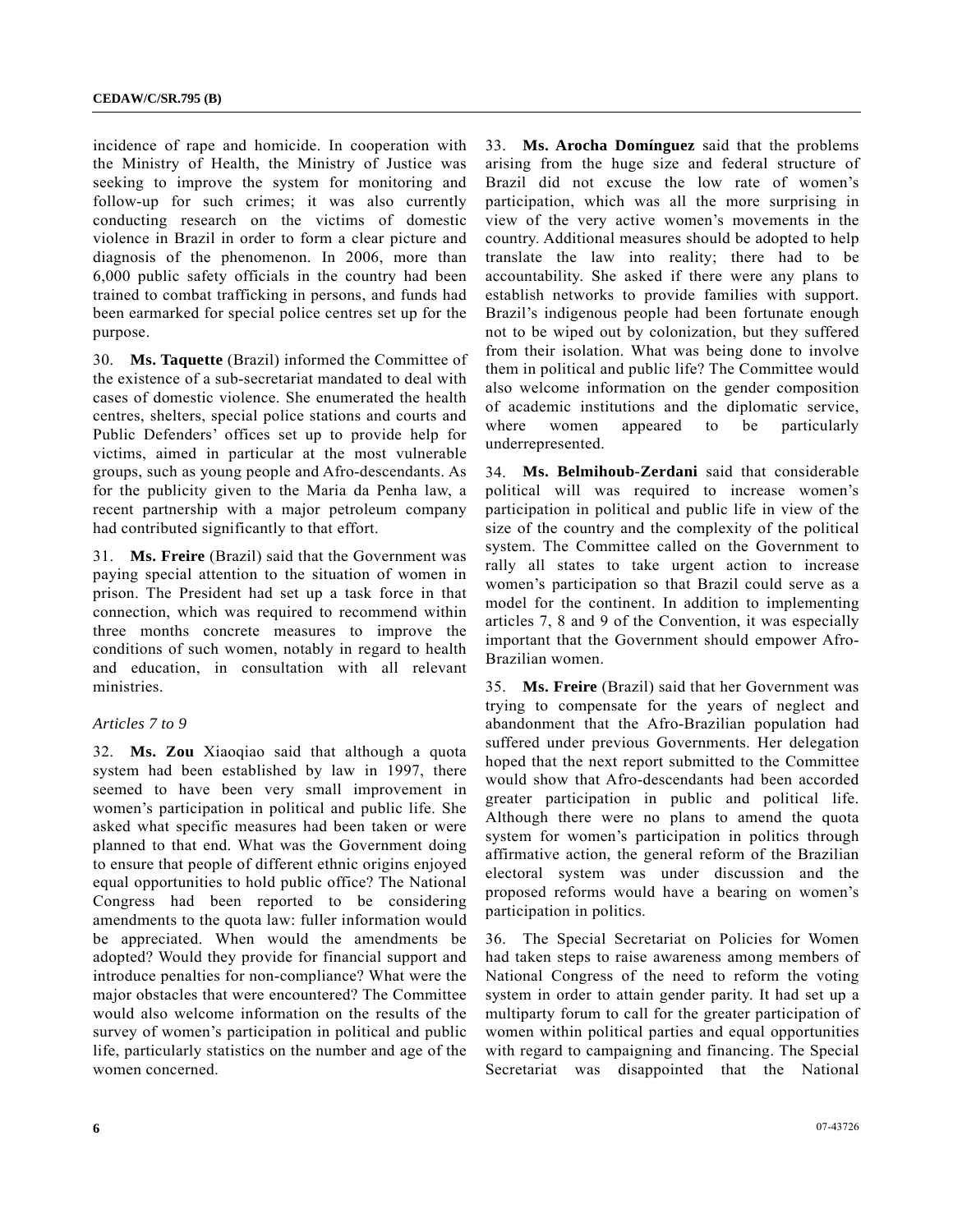incidence of rape and homicide. In cooperation with the Ministry of Health, the Ministry of Justice was seeking to improve the system for monitoring and follow-up for such crimes; it was also currently conducting research on the victims of domestic violence in Brazil in order to form a clear picture and diagnosis of the phenomenon. In 2006, more than 6,000 public safety officials in the country had been trained to combat trafficking in persons, and funds had been earmarked for special police centres set up for the purpose.

30. **Ms. Taquette** (Brazil) informed the Committee of the existence of a sub-secretariat mandated to deal with cases of domestic violence. She enumerated the health centres, shelters, special police stations and courts and Public Defenders' offices set up to provide help for victims, aimed in particular at the most vulnerable groups, such as young people and Afro-descendants. As for the publicity given to the Maria da Penha law, a recent partnership with a major petroleum company had contributed significantly to that effort.

31. **Ms. Freire** (Brazil) said that the Government was paying special attention to the situation of women in prison. The President had set up a task force in that connection, which was required to recommend within three months concrete measures to improve the conditions of such women, notably in regard to health and education, in consultation with all relevant ministries.

*Articles 7 to 9*

32. **Ms. Zou** Xiaoqiao said that although a quota system had been established by law in 1997, there seemed to have been very small improvement in women's participation in political and public life. She asked what specific measures had been taken or were planned to that end. What was the Government doing to ensure that people of different ethnic origins enjoyed equal opportunities to hold public office? The National Congress had been reported to be considering amendments to the quota law: fuller information would be appreciated. When would the amendments be adopted? Would they provide for financial support and introduce penalties for non-compliance? What were the major obstacles that were encountered? The Committee would also welcome information on the results of the survey of women's participation in political and public life, particularly statistics on the number and age of the women concerned.

33. **Ms. Arocha Domínguez** said that the problems arising from the huge size and federal structure of Brazil did not excuse the low rate of women's participation, which was all the more surprising in view of the very active women's movements in the country. Additional measures should be adopted to help translate the law into reality; there had to be accountability. She asked if there were any plans to establish networks to provide families with support. Brazil's indigenous people had been fortunate enough not to be wiped out by colonization, but they suffered from their isolation. What was being done to involve them in political and public life? The Committee would also welcome information on the gender composition of academic institutions and the diplomatic service, where women appeared to be particularly underrepresented.

34. **Ms. Belmihoub-Zerdani** said that considerable political will was required to increase women's participation in political and public life in view of the size of the country and the complexity of the political system. The Committee called on the Government to rally all states to take urgent action to increase women's participation so that Brazil could serve as a model for the continent. In addition to implementing articles 7, 8 and 9 of the Convention, it was especially important that the Government should empower Afro-Brazilian women.

35. **Ms. Freire** (Brazil) said that her Government was trying to compensate for the years of neglect and abandonment that the Afro-Brazilian population had suffered under previous Governments. Her delegation hoped that the next report submitted to the Committee would show that Afro-descendants had been accorded greater participation in public and political life. Although there were no plans to amend the quota system for women's participation in politics through affirmative action, the general reform of the Brazilian electoral system was under discussion and the proposed reforms would have a bearing on women's participation in politics.

36. The Special Secretariat on Policies for Women had taken steps to raise awareness among members of National Congress of the need to reform the voting system in order to attain gender parity. It had set up a multiparty forum to call for the greater participation of women within political parties and equal opportunities with regard to campaigning and financing. The Special Secretariat was disappointed that the National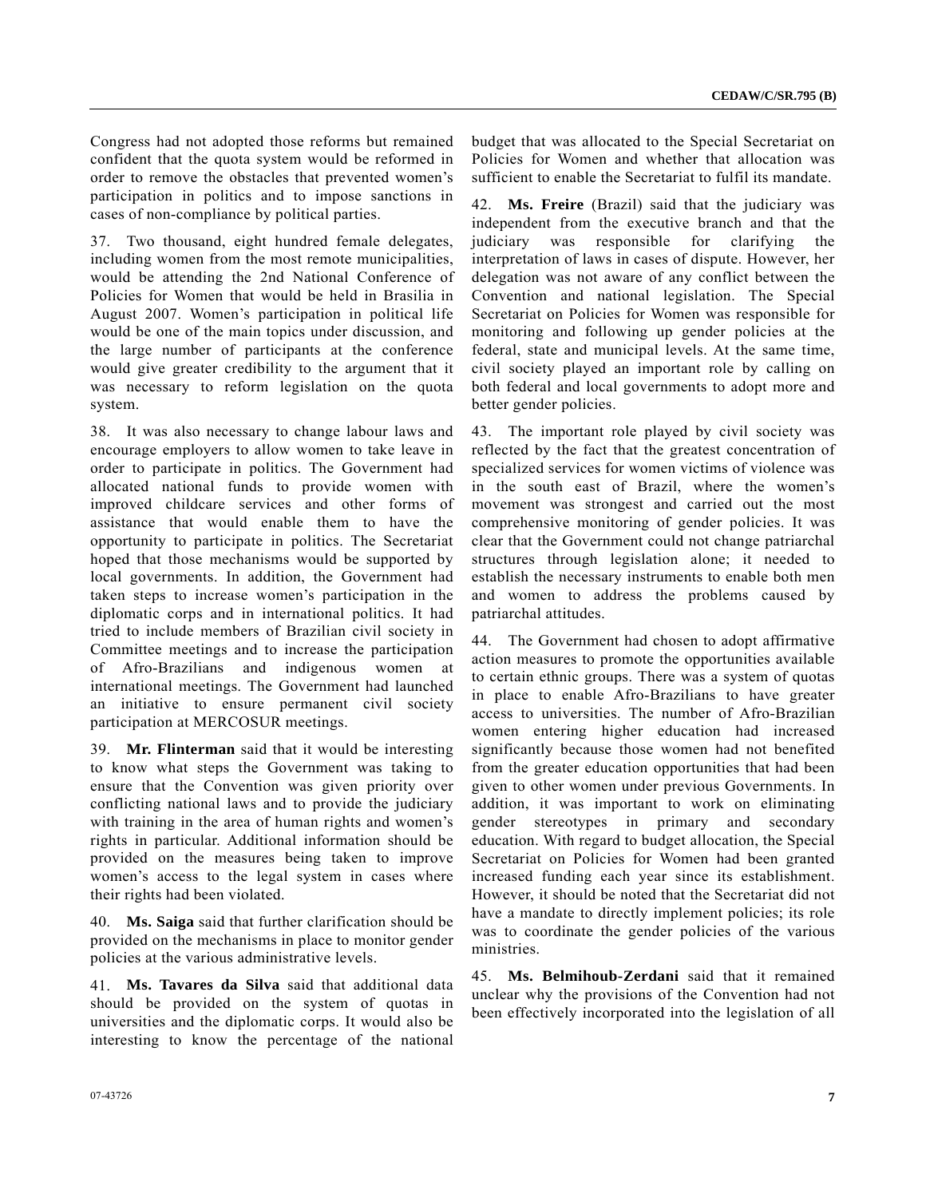Congress had not adopted those reforms but remained confident that the quota system would be reformed in order to remove the obstacles that prevented women's participation in politics and to impose sanctions in cases of non-compliance by political parties.

37. Two thousand, eight hundred female delegates, including women from the most remote municipalities, would be attending the 2nd National Conference of Policies for Women that would be held in Brasilia in August 2007. Women's participation in political life would be one of the main topics under discussion, and the large number of participants at the conference would give greater credibility to the argument that it was necessary to reform legislation on the quota system.

38. It was also necessary to change labour laws and encourage employers to allow women to take leave in order to participate in politics. The Government had allocated national funds to provide women with improved childcare services and other forms of assistance that would enable them to have the opportunity to participate in politics. The Secretariat hoped that those mechanisms would be supported by local governments. In addition, the Government had taken steps to increase women's participation in the diplomatic corps and in international politics. It had tried to include members of Brazilian civil society in Committee meetings and to increase the participation of Afro-Brazilians and indigenous women at international meetings. The Government had launched an initiative to ensure permanent civil society participation at MERCOSUR meetings.

39. **Mr. Flinterman** said that it would be interesting to know what steps the Government was taking to ensure that the Convention was given priority over conflicting national laws and to provide the judiciary with training in the area of human rights and women's rights in particular. Additional information should be provided on the measures being taken to improve women's access to the legal system in cases where their rights had been violated.

40. **Ms. Saiga** said that further clarification should be provided on the mechanisms in place to monitor gender policies at the various administrative levels.

41. **Ms. Tavares da Silva** said that additional data should be provided on the system of quotas in universities and the diplomatic corps. It would also be interesting to know the percentage of the national budget that was allocated to the Special Secretariat on Policies for Women and whether that allocation was sufficient to enable the Secretariat to fulfil its mandate.

42. **Ms. Freire** (Brazil) said that the judiciary was independent from the executive branch and that the judiciary was responsible for clarifying the interpretation of laws in cases of dispute. However, her delegation was not aware of any conflict between the Convention and national legislation. The Special Secretariat on Policies for Women was responsible for monitoring and following up gender policies at the federal, state and municipal levels. At the same time, civil society played an important role by calling on both federal and local governments to adopt more and better gender policies.

43. The important role played by civil society was reflected by the fact that the greatest concentration of specialized services for women victims of violence was in the south east of Brazil, where the women's movement was strongest and carried out the most comprehensive monitoring of gender policies. It was clear that the Government could not change patriarchal structures through legislation alone; it needed to establish the necessary instruments to enable both men and women to address the problems caused by patriarchal attitudes.

44. The Government had chosen to adopt affirmative action measures to promote the opportunities available to certain ethnic groups. There was a system of quotas in place to enable Afro-Brazilians to have greater access to universities. The number of Afro-Brazilian women entering higher education had increased significantly because those women had not benefited from the greater education opportunities that had been given to other women under previous Governments. In addition, it was important to work on eliminating gender stereotypes in primary and secondary education. With regard to budget allocation, the Special Secretariat on Policies for Women had been granted increased funding each year since its establishment. However, it should be noted that the Secretariat did not have a mandate to directly implement policies; its role was to coordinate the gender policies of the various ministries.

45. **Ms. Belmihoub-Zerdani** said that it remained unclear why the provisions of the Convention had not been effectively incorporated into the legislation of all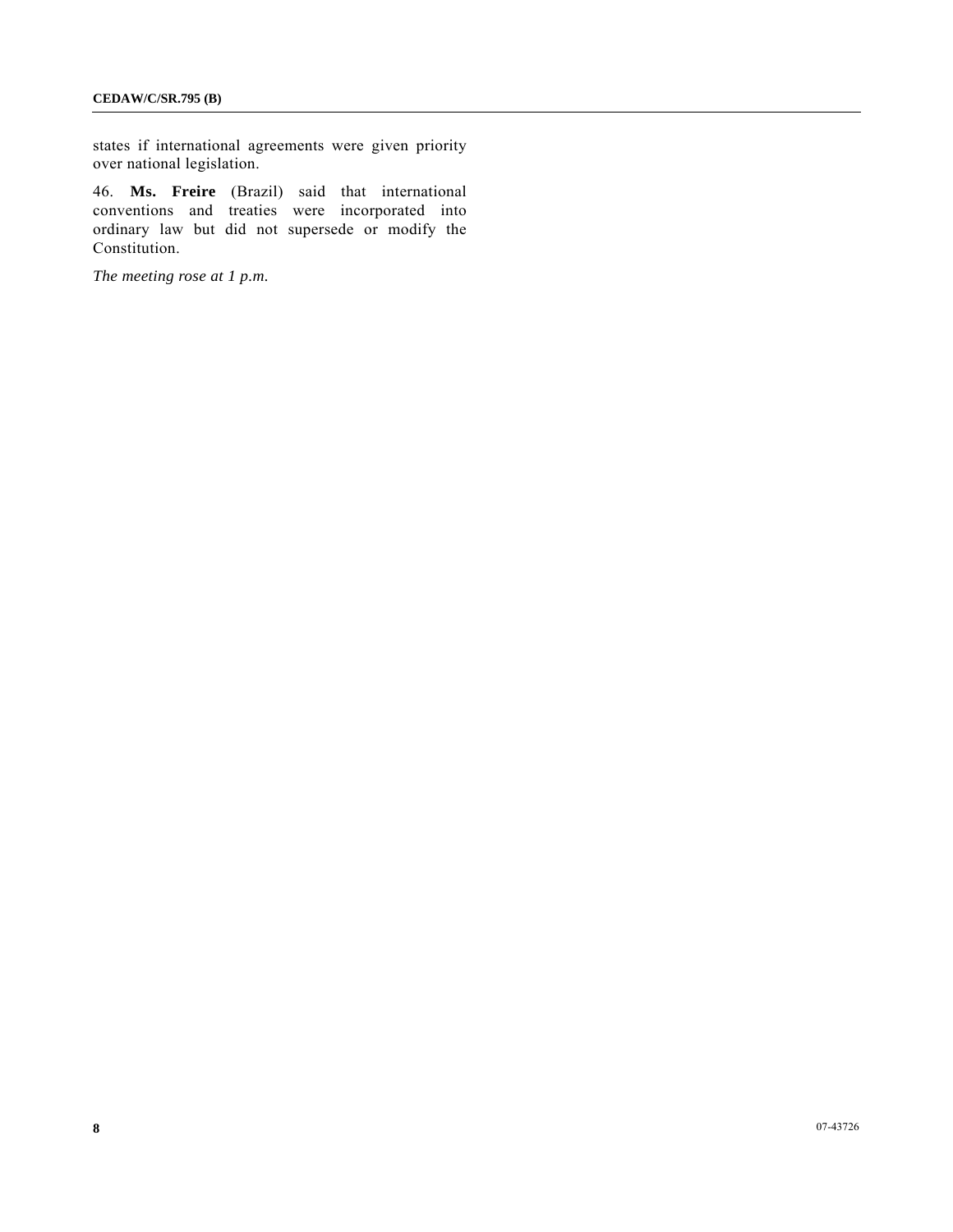states if international agreements were given priority over national legislation.

46. **Ms. Freire** (Brazil) said that international conventions and treaties were incorporated into ordinary law but did not supersede or modify the Constitution.

*The meeting rose at 1 p.m.*